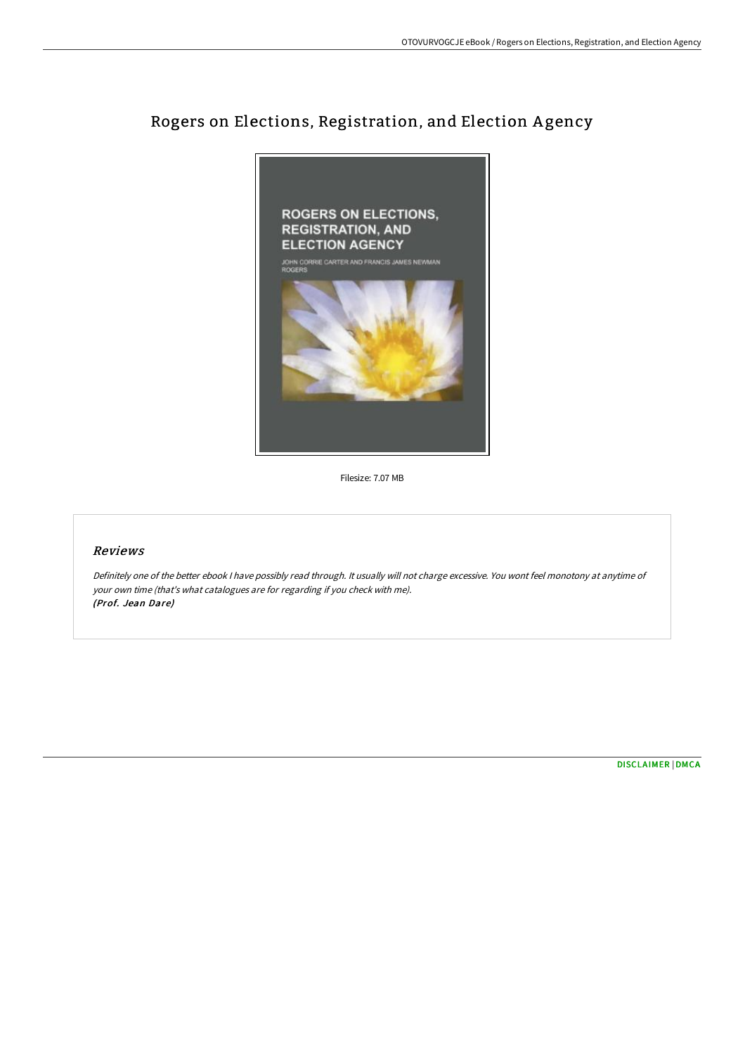# Rogers on Elections, Registration, and Election Agency

Filesize: 7.07 MB

## Reviews

*Definitely one of the better ebook I have possibly read through. It usually will not charge excessive. You wont feel monotony at anytime of your own time (that's what catalogues are for regarding if you check with me).*
*(Prof. Jean Dare)*

DISCLAIMER | DMCA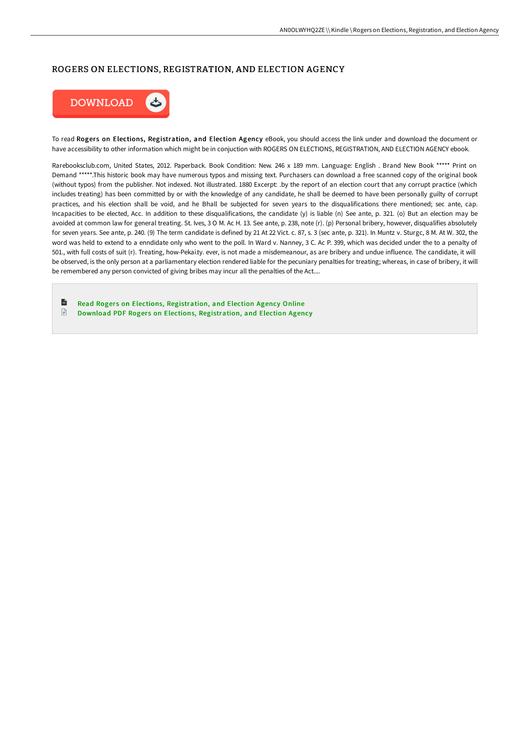# ROGERS ON ELECTIONS, REGISTRATION, AND ELECTION AGENCY

DOWNLOAD

To read **Rogers on Elections, Registration, and Election Agency** eBook, you should access the link under and download the document or have accessibility to other information which might be in conjuction with ROGERS ON ELECTIONS, REGISTRATION, AND ELECTION AGENCY ebook.

Rarebooksclub.com, United States, 2012. Paperback. Book Condition: New. 246 x 189 mm. Language: English . Brand New Book ***** Print on Demand *****.This historic book may have numerous typos and missing text. Purchasers can download a free scanned copy of the original book (without typos) from the publisher. Not indexed. Not illustrated. 1880 Excerpt: .by the report of an election court that any corrupt practice (which includes treating) has been committed by or with the knowledge of any candidate, he shall be deemed to have been personally guilty of corrupt practices, and his election shall be void, and he Bhall be subjected for seven years to the disqualifications there mentioned; sec ante, cap. Incapacities to be elected, Acc. In addition to these disqualifications, the candidate (y) is liable (n) See ante, p. 321. (o) But an election may be avoided at common law for general treating. St. Ives, 3 O M. Ac H. 13. See ante, p. 238, note (r). (p) Personal bribery, however, disqualifies absolutely for seven years. See ante, p. 240. (9) The term candidate is defined by 21 At 22 Vict. c. 87, s. 3 (sec ante, p. 321). In Muntz v. Sturgc, 8 M. At W. 302, the word was held to extend to a enndidate only who went to the poll. In Ward v. Nanney, 3 C. Ac P. 399, which was decided under the to a penalty of 501., with full costs of suit (r). Treating, how-Pekai.ty. ever, is not made a misdemeanour, as are bribery and undue influence. The candidate, it will be observed, is the only person at a parliamentary election rendered liable for the pecuniary penalties for treating; whereas, in case of bribery, it will be remembered any person convicted of giving bribes may incur all the penalties of the Act....

- Read Rogers on Elections, Registration, and Election Agency Online
- Download PDF Rogers on Elections, Registration, and Election Agency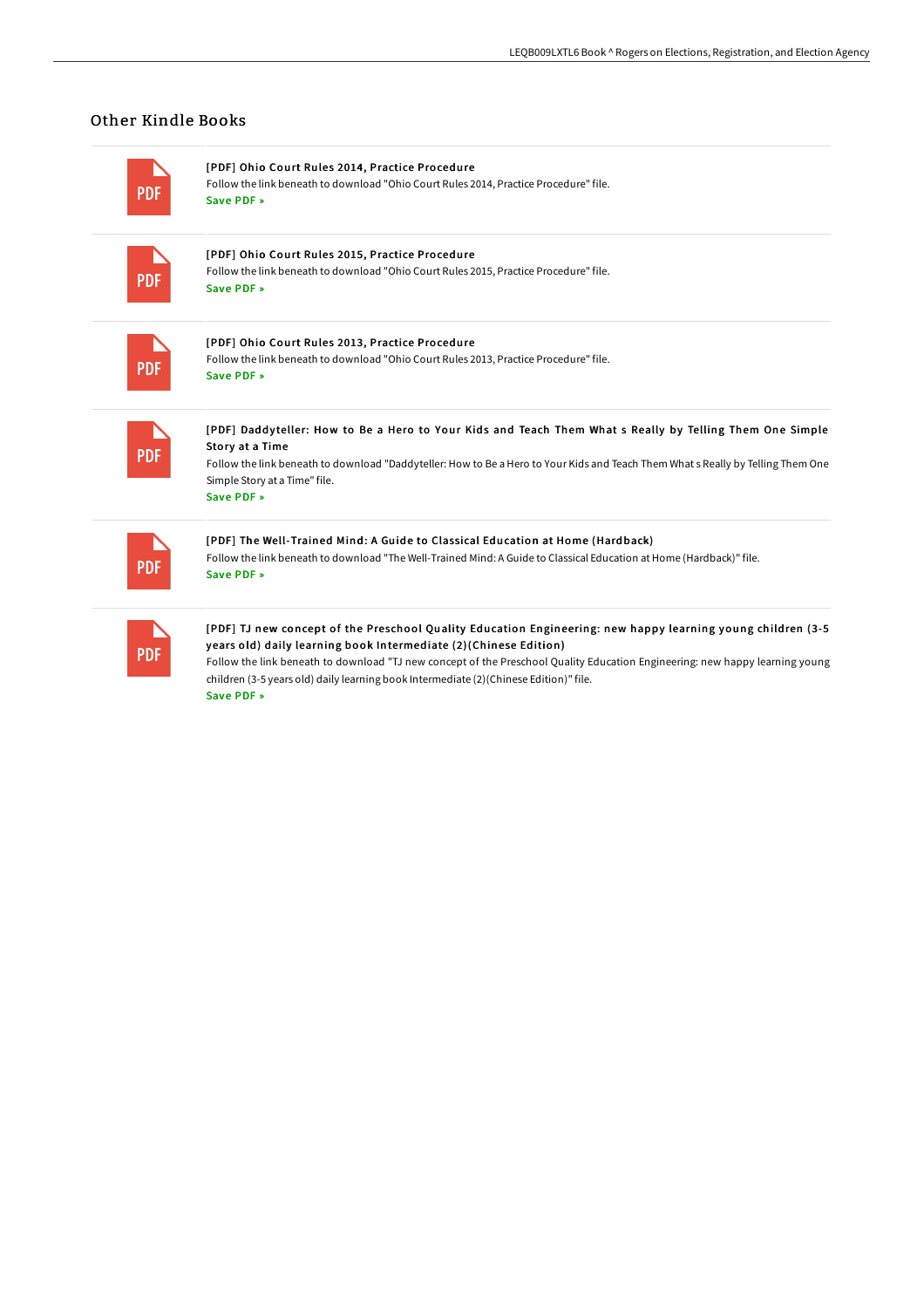## Other Kindle Books

[PDF] Ohio Court Rules 2014, Practice Procedure
Follow the link beneath to download "Ohio Court Rules 2014, Practice Procedure" file.
Save PDF »

[PDF] Ohio Court Rules 2015, Practice Procedure
Follow the link beneath to download "Ohio Court Rules 2015, Practice Procedure" file.
Save PDF »

[PDF] Ohio Court Rules 2013, Practice Procedure
Follow the link beneath to download "Ohio Court Rules 2013, Practice Procedure" file.
Save PDF »

[PDF] Daddyteller: How to Be a Hero to Your Kids and Teach Them What s Really by Telling Them One Simple Story at a Time
Follow the link beneath to download "Daddyteller: How to Be a Hero to Your Kids and Teach Them What s Really by Telling Them One Simple Story at a Time" file.
Save PDF »

[PDF] The Well-Trained Mind: A Guide to Classical Education at Home (Hardback)
Follow the link beneath to download "The Well-Trained Mind: A Guide to Classical Education at Home (Hardback)" file.
Save PDF »

[PDF] TJ new concept of the Preschool Quality Education Engineering: new happy learning young children (3-5 years old) daily learning book Intermediate (2)(Chinese Edition)
Follow the link beneath to download "TJ new concept of the Preschool Quality Education Engineering: new happy learning young children (3-5 years old) daily learning book Intermediate (2)(Chinese Edition)" file.
Save PDF »